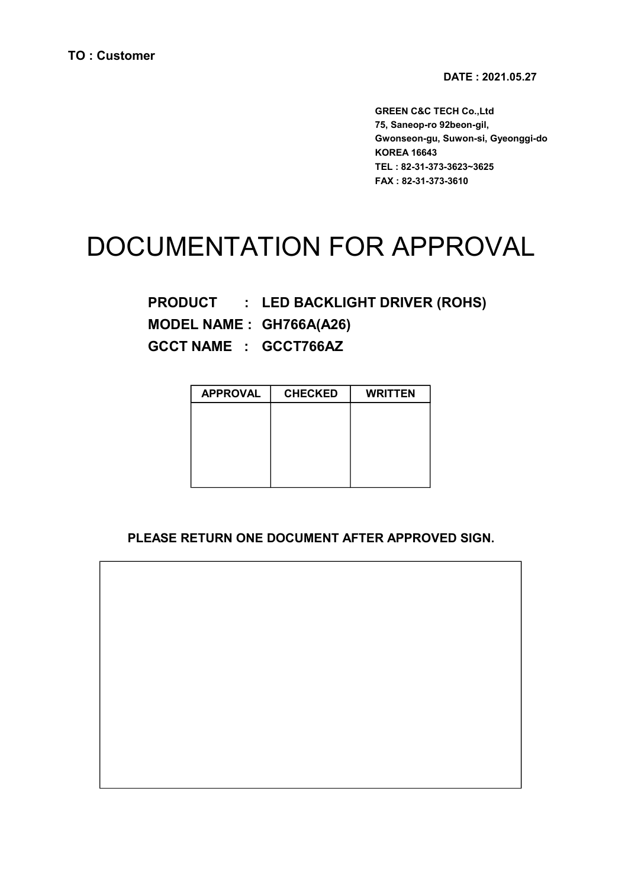**TO : Customer**

**DATE : 2021.05.27**

**GREEN C&C TECH Co.,Ltd**
**75, Saneop-ro 92beon-gil,**
**Gwonseon-gu, Suwon-si, Gyeonggi-do**
**KOREA 16643**
**TEL : 82-31-373-3623~3625**
**FAX : 82-31-373-3610**

# DOCUMENTATION FOR APPROVAL

**PRODUCT : LED BACKLIGHT DRIVER (ROHS)**

**MODEL NAME : GH766A(A26)**

**GCCT NAME : GCCT766AZ**

| APPROVAL | CHECKED | WRITTEN |
|---|---|---|
| | | |

**PLEASE RETURN ONE DOCUMENT AFTER APPROVED SIGN.**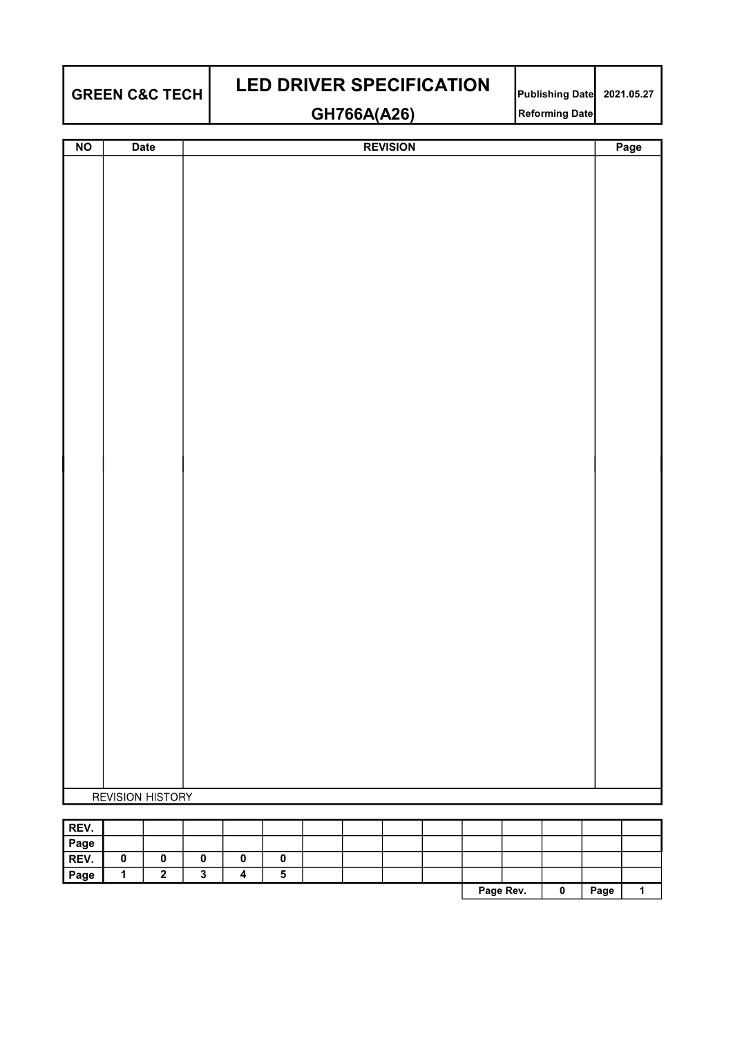| GREEN C&C TECH | LED DRIVER SPECIFICATION<br>GH766A(A26) | Publishing Date | 2021.05.27 |
|---|---|---|---|
| | | Reforming Date | |

| NO | Date | REVISION | Page |
|---|---|---|---|
| | | | |

REVISION HISTORY

| REV. | | | | | | | | | | | | | | |
|---|---|---|---|---|---|---|---|---|---|---|---|---|---|---|
| Page | | | | | | | | | | | | | | |
| REV. | 0 | 0 | 0 | 0 | 0 | | | | | | | | | |
| Page | 1 | 2 | 3 | 4 | 5 | | | | | | | | | |

| Page Rev. | 0 | Page | 1 |
|---|---|---|---|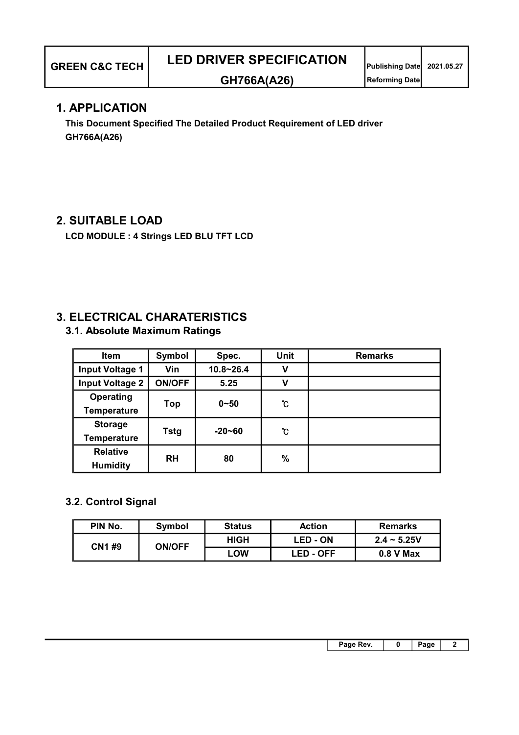## 1. APPLICATION

**This Document Specified The Detailed Product Requirement of LED driver GH766A(A26)**

## 2. SUITABLE LOAD

**LCD MODULE : 4 Strings LED BLU TFT LCD**

## 3. ELECTRICAL CHARATERISTICS

### 3.1. Absolute Maximum Ratings

| Item | Symbol | Spec. | Unit | Remarks |
|---|---|---|---|---|
| Input Voltage 1 | Vin | 10.8~26.4 | V | |
| Input Voltage 2 | ON/OFF | 5.25 | V | |
| Operating Temperature | Top | 0~50 | ℃ | |
| Storage Temperature | Tstg | -20~60 | ℃ | |
| Relative Humidity | RH | 80 | % | |

### 3.2. Control Signal

| PIN No. | Symbol | Status | Action | Remarks |
|---|---|---|---|---|
| CN1 #9 | ON/OFF | HIGH | LED - ON | 2.4 ~ 5.25V |
| | | LOW | LED - OFF | 0.8 V Max |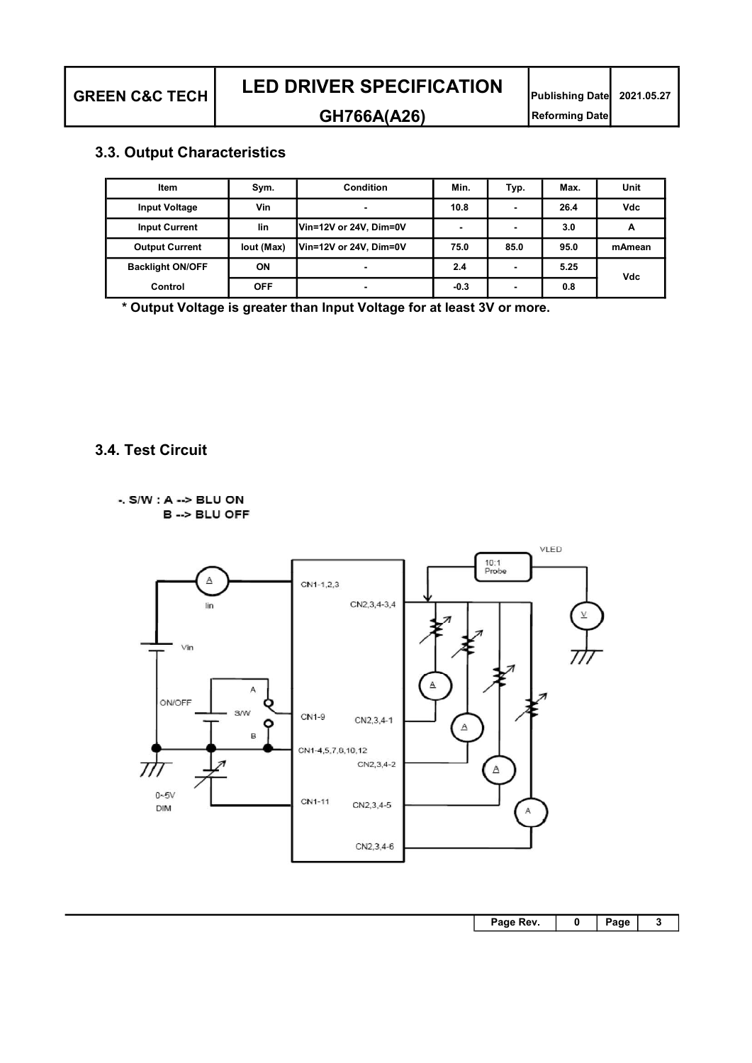## 3.3. Output Characteristics

| Item | Sym. | Condition | Min. | Typ. | Max. | Unit |
|---|---|---|---|---|---|---|
| Input Voltage | Vin | - | 10.8 | - | 26.4 | Vdc |
| Input Current | Iin | Vin=12V or 24V, Dim=0V | - | - | 3.0 | A |
| Output Current | Iout (Max) | Vin=12V or 24V, Dim=0V | 75.0 | 85.0 | 95.0 | mAmean |
| Backlight ON/OFF | ON | - | 2.4 | - | 5.25 | Vdc |
| Control | OFF | - | -0.3 | - | 0.8 | |

**\* Output Voltage is greater than Input Voltage for at least 3V or more.**

## 3.4. Test Circuit

-. S/W : A --> BLU ON
B --> BLU OFF

VLED
10:1 Probe
A
Iin
CN1-1,2,3
CN2,3,4-3,4
V
Vin
A
ON/OFF
A
S/W
CN1-9
CN2,3,4-1
A
B
CN1-4,5,7,8,10,12
CN2,3,4-2
A
0~5V
DIM
CN1-11
CN2,3,4-5
A
CN2,3,4-6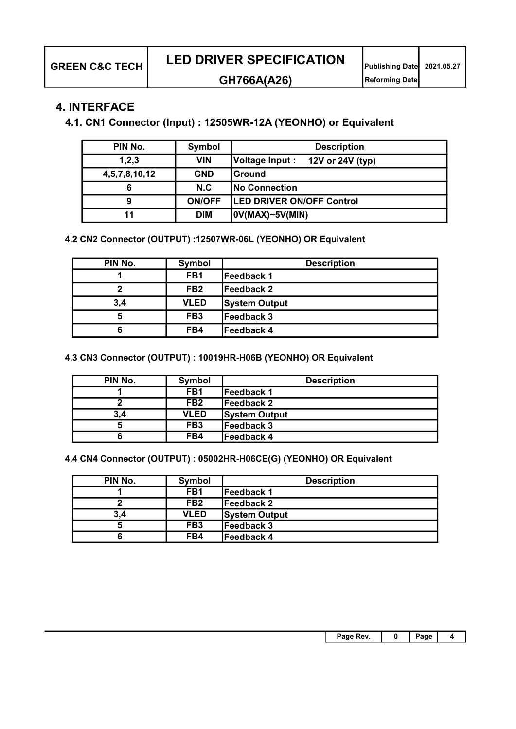## 4. INTERFACE

### 4.1. CN1 Connector (Input) : 12505WR-12A (YEONHO) or Equivalent

| PIN No. | Symbol | Description |
|---|---|---|
| 1,2,3 | VIN | Voltage Input : 12V or 24V (typ) |
| 4,5,7,8,10,12 | GND | Ground |
| 6 | N.C | No Connection |
| 9 | ON/OFF | LED DRIVER ON/OFF Control |
| 11 | DIM | 0V(MAX)~5V(MIN) |

### 4.2 CN2 Connector (OUTPUT) :12507WR-06L (YEONHO) OR Equivalent

| PIN No. | Symbol | Description |
|---|---|---|
| 1 | FB1 | Feedback 1 |
| 2 | FB2 | Feedback 2 |
| 3,4 | VLED | System Output |
| 5 | FB3 | Feedback 3 |
| 6 | FB4 | Feedback 4 |

### 4.3 CN3 Connector (OUTPUT) : 10019HR-H06B (YEONHO) OR Equivalent

| PIN No. | Symbol | Description |
|---|---|---|
| 1 | FB1 | Feedback 1 |
| 2 | FB2 | Feedback 2 |
| 3,4 | VLED | System Output |
| 5 | FB3 | Feedback 3 |
| 6 | FB4 | Feedback 4 |

### 4.4 CN4 Connector (OUTPUT) : 05002HR-H06CE(G) (YEONHO) OR Equivalent

| PIN No. | Symbol | Description |
|---|---|---|
| 1 | FB1 | Feedback 1 |
| 2 | FB2 | Feedback 2 |
| 3,4 | VLED | System Output |
| 5 | FB3 | Feedback 3 |
| 6 | FB4 | Feedback 4 |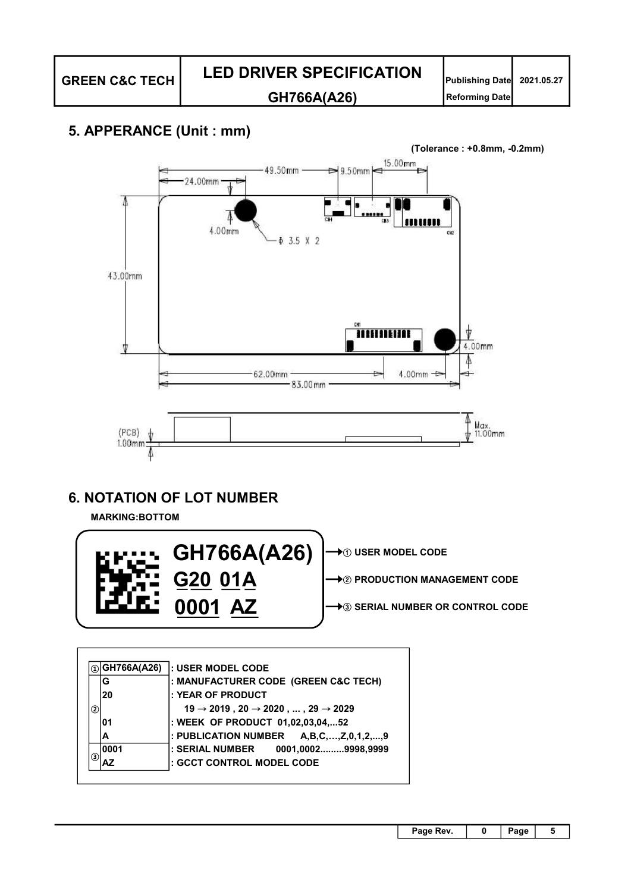## 5. APPERANCE (Unit : mm)

(Tolerance : +0.8mm, -0.2mm)

49.50mm
24.00mm
9.50mm
15.00mm
4.00mm
Φ 3.5 X 2
43.00mm
CN4
CN3
CN2
CN1
4.00mm
62.00mm
4.00mm
83.00mm
(PCB) 1.00mm
Max. 11.00mm

## 6. NOTATION OF LOT NUMBER

**MARKING:BOTTOM**

GH766A(A26) → ① USER MODEL CODE
G20 01A → ② PRODUCTION MANAGEMENT CODE
0001 AZ → ③ SERIAL NUMBER OR CONTROL CODE

| | | |
|---|---|---|
| ① | GH766A(A26) | : USER MODEL CODE |
| ② | G | : MANUFACTURER CODE (GREEN C&C TECH) |
| | 20 | : YEAR OF PRODUCT<br>19 → 2019 , 20 → 2020 , ... , 29 → 2029 |
| | 01 | : WEEK OF PRODUCT 01,02,03,04,...52 |
| | A | : PUBLICATION NUMBER A,B,C,…,Z,0,1,2,...,9 |
| ③ | 0001 | : SERIAL NUMBER 0001,0002.........9998,9999 |
| | AZ | : GCCT CONTROL MODEL CODE |